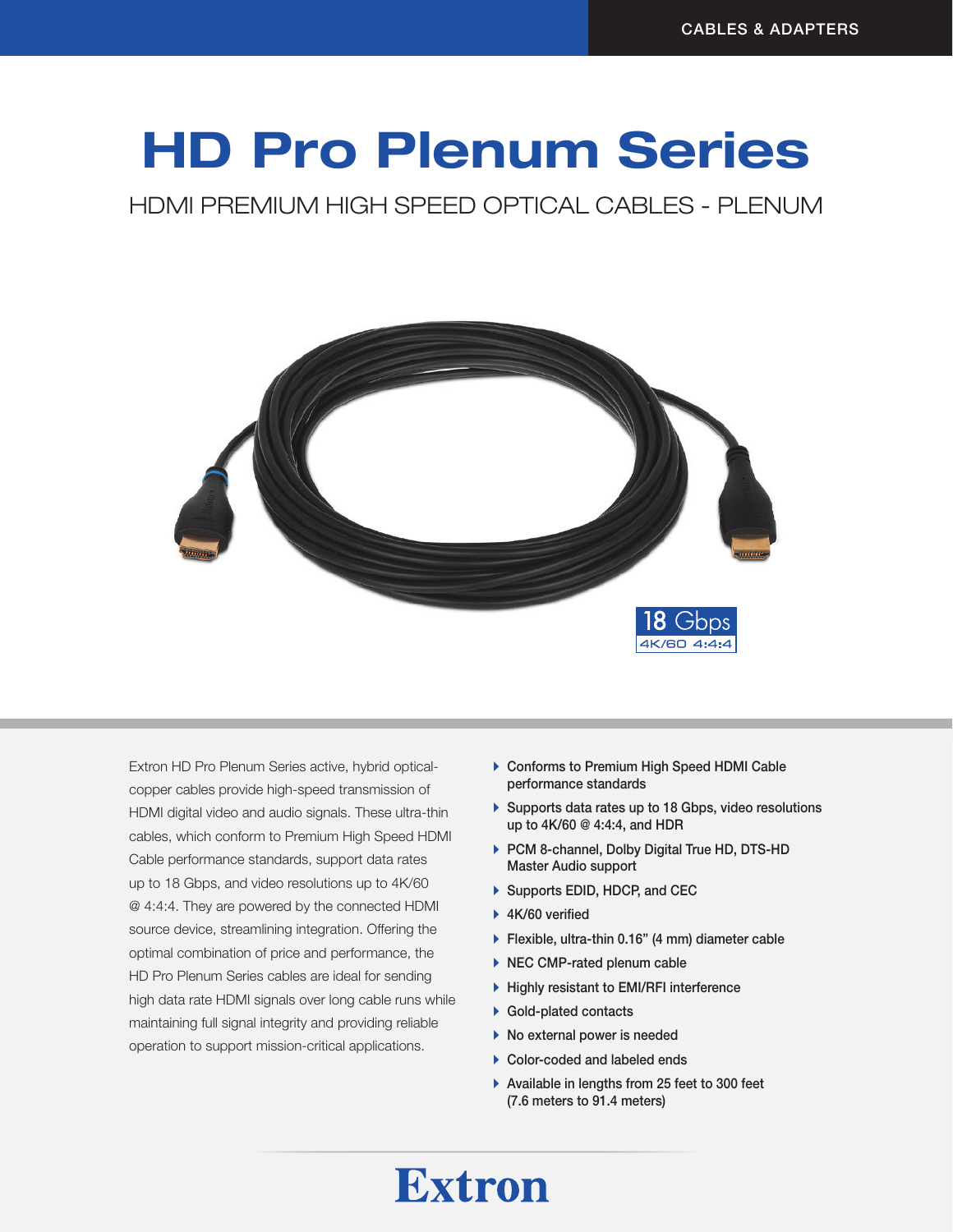CABLES & ADAPTERS

# HD Pro Plenum Series

## HDMI PREMIUM HIGH SPEED OPTICAL CABLES - PLENUM

18 Gbps
4K/60 4:4:4

Extron HD Pro Plenum Series active, hybrid optical-copper cables provide high-speed transmission of HDMI digital video and audio signals. These ultra-thin cables, which conform to Premium High Speed HDMI Cable performance standards, support data rates up to 18 Gbps, and video resolutions up to 4K/60 @ 4:4:4. They are powered by the connected HDMI source device, streamlining integration. Offering the optimal combination of price and performance, the HD Pro Plenum Series cables are ideal for sending high data rate HDMI signals over long cable runs while maintaining full signal integrity and providing reliable operation to support mission-critical applications.

- Conforms to Premium High Speed HDMI Cable performance standards
- Supports data rates up to 18 Gbps, video resolutions up to 4K/60 @ 4:4:4, and HDR
- PCM 8-channel, Dolby Digital True HD, DTS-HD Master Audio support
- Supports EDID, HDCP, and CEC
- 4K/60 verified
- Flexible, ultra-thin 0.16" (4 mm) diameter cable
- NEC CMP-rated plenum cable
- Highly resistant to EMI/RFI interference
- Gold-plated contacts
- No external power is needed
- Color-coded and labeled ends
- Available in lengths from 25 feet to 300 feet (7.6 meters to 91.4 meters)

Extron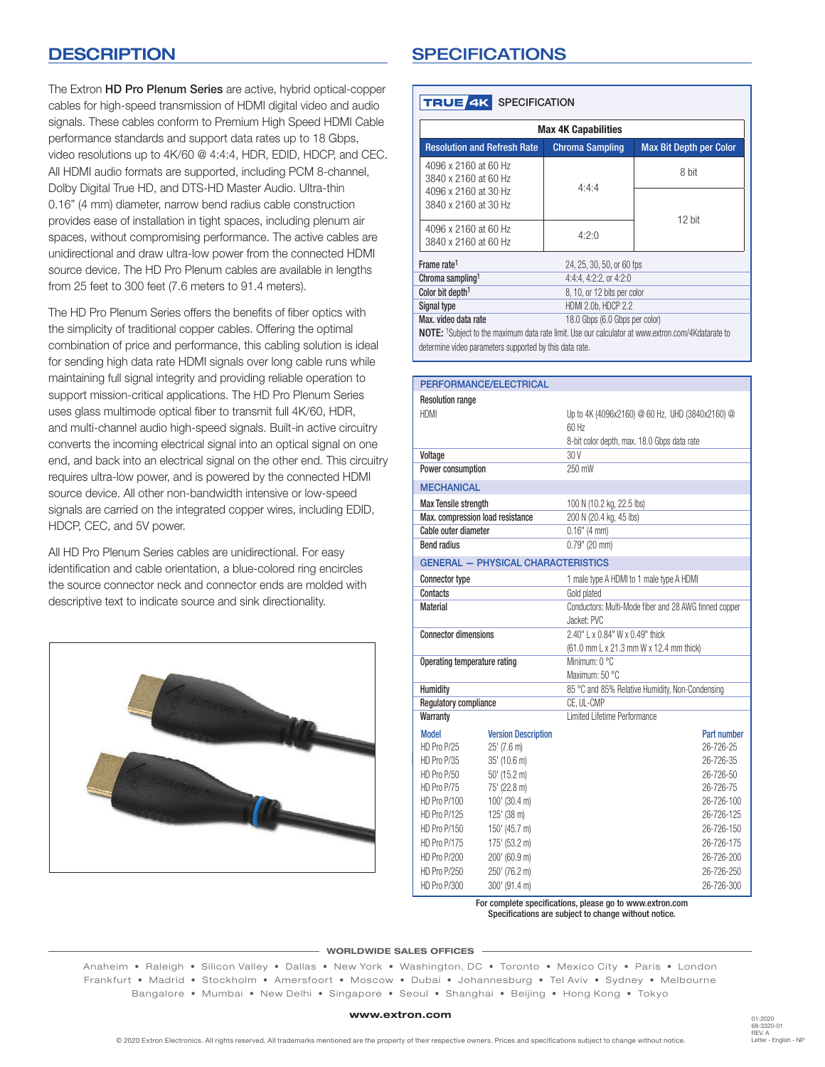## DESCRIPTION

The Extron **HD Pro Plenum Series** are active, hybrid optical-copper cables for high-speed transmission of HDMI digital video and audio signals. These cables conform to Premium High Speed HDMI Cable performance standards and support data rates up to 18 Gbps, video resolutions up to 4K/60 @ 4:4:4, HDR, EDID, HDCP, and CEC. All HDMI audio formats are supported, including PCM 8-channel, Dolby Digital True HD, and DTS-HD Master Audio. Ultra-thin 0.16" (4 mm) diameter, narrow bend radius cable construction provides ease of installation in tight spaces, including plenum air spaces, without compromising performance. The active cables are unidirectional and draw ultra-low power from the connected HDMI source device. The HD Pro Plenum cables are available in lengths from 25 feet to 300 feet (7.6 meters to 91.4 meters).

The HD Pro Plenum Series offers the benefits of fiber optics with the simplicity of traditional copper cables. Offering the optimal combination of price and performance, this cabling solution is ideal for sending high data rate HDMI signals over long cable runs while maintaining full signal integrity and providing reliable operation to support mission-critical applications. The HD Pro Plenum Series uses glass multimode optical fiber to transmit full 4K/60, HDR, and multi-channel audio high-speed signals. Built-in active circuitry converts the incoming electrical signal into an optical signal on one end, and back into an electrical signal on the other end. This circuitry requires ultra-low power, and is powered by the connected HDMI source device. All other non-bandwidth intensive or low-speed signals are carried on the integrated copper wires, including EDID, HDCP, CEC, and 5V power.

All HD Pro Plenum Series cables are unidirectional. For easy identification and cable orientation, a blue-colored ring encircles the source connector neck and connector ends are molded with descriptive text to indicate source and sink directionality.

## SPECIFICATIONS

### TRUE 4K SPECIFICATION

| Max 4K Capabilities | | |
|---|---|---|
| **Resolution and Refresh Rate** | **Chroma Sampling** | **Max Bit Depth per Color** |
| 4096 x 2160 at 60 Hz<br>3840 x 2160 at 60 Hz | 4:4:4 | 8 bit |
| 4096 x 2160 at 30 Hz<br>3840 x 2160 at 30 Hz | 4:4:4 | 12 bit |
| 4096 x 2160 at 60 Hz<br>3840 x 2160 at 60 Hz | 4:2:0 | 12 bit |

| | |
|---|---|
| Frame rate[1] | 24, 25, 30, 50, or 60 fps |
| Chroma sampling[1] | 4:4:4, 4:2:2, or 4:2:0 |
| Color bit depth[1] | 8, 10, or 12 bits per color |
| Signal type | HDMI 2.0b, HDCP 2.2 |
| Max. video data rate | 18.0 Gbps (6.0 Gbps per color) |

**NOTE:** [1]Subject to the maximum data rate limit. Use our calculator at www.extron.com/4Kdatarate to determine video parameters supported by this data rate.

### PERFORMANCE/ELECTRICAL

| | |
|---|---|
| Resolution range | |
| HDMI | Up to 4K (4096x2160) @ 60 Hz, UHD (3840x2160) @ 60 Hz<br>8-bit color depth, max. 18.0 Gbps data rate |
| Voltage | 30 V |
| Power consumption | 250 mW |

### MECHANICAL

| | |
|---|---|
| Max Tensile strength | 100 N (10.2 kg, 22.5 lbs) |
| Max. compression load resistance | 200 N (20.4 kg, 45 lbs) |
| Cable outer diameter | 0.16" (4 mm) |
| Bend radius | 0.79" (20 mm) |

### GENERAL — PHYSICAL CHARACTERISTICS

| | |
|---|---|
| Connector type | 1 male type A HDMI to 1 male type A HDMI |
| Contacts | Gold plated |
| Material | Conductors: Multi-Mode fiber and 28 AWG tinned copper<br>Jacket: PVC |
| Connector dimensions | 2.40" L x 0.84" W x 0.49" thick<br>(61.0 mm L x 21.3 mm W x 12.4 mm thick) |
| Operating temperature rating | Minimum: 0 °C<br>Maximum: 50 °C |
| Humidity | 85 °C and 85% Relative Humidity, Non-Condensing |
| Regulatory compliance | CE, UL-CMP |
| Warranty | Limited Lifetime Performance |

| Model | Version Description | Part number |
|---|---|---|
| HD Pro P/25 | 25' (7.6 m) | 26-726-25 |
| HD Pro P/35 | 35' (10.6 m) | 26-726-35 |
| HD Pro P/50 | 50' (15.2 m) | 26-726-50 |
| HD Pro P/75 | 75' (22.8 m) | 26-726-75 |
| HD Pro P/100 | 100' (30.4 m) | 26-726-100 |
| HD Pro P/125 | 125' (38 m) | 26-726-125 |
| HD Pro P/150 | 150' (45.7 m) | 26-726-150 |
| HD Pro P/175 | 175' (53.2 m) | 26-726-175 |
| HD Pro P/200 | 200' (60.9 m) | 26-726-200 |
| HD Pro P/250 | 250' (76.2 m) | 26-726-250 |
| HD Pro P/300 | 300' (91.4 m) | 26-726-300 |

For complete specifications, please go to www.extron.com
Specifications are subject to change without notice.

**WORLDWIDE SALES OFFICES**

Anaheim • Raleigh • Silicon Valley • Dallas • New York • Washington, DC • Toronto • Mexico City • Paris • London
Frankfurt • Madrid • Stockholm • Amersfoort • Moscow • Dubai • Johannesburg • Tel Aviv • Sydney • Melbourne
Bangalore • Mumbai • New Delhi • Singapore • Seoul • Shanghai • Beijing • Hong Kong • Tokyo

**www.extron.com**

© 2020 Extron Electronics. All rights reserved. All trademarks mentioned are the property of their respective owners. Prices and specifications subject to change without notice.

01-2020
68-3320-01
REV. A
Letter - English - NP